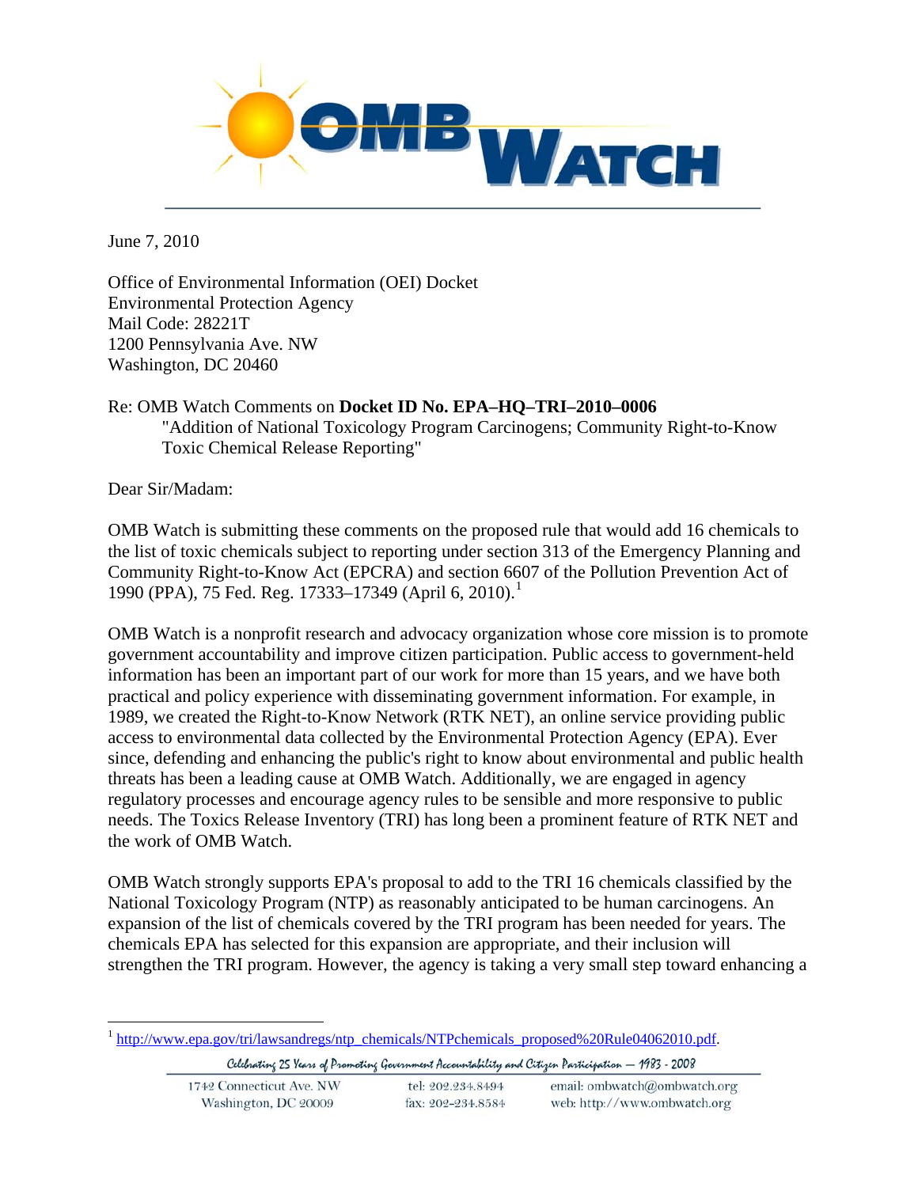June 7, 2010

Office of Environmental Information (OEI) Docket
Environmental Protection Agency
Mail Code: 28221T
1200 Pennsylvania Ave. NW
Washington, DC 20460

Re: OMB Watch Comments on **Docket ID No. EPA–HQ–TRI–2010–0006**
"Addition of National Toxicology Program Carcinogens; Community Right-to-Know Toxic Chemical Release Reporting"

Dear Sir/Madam:

OMB Watch is submitting these comments on the proposed rule that would add 16 chemicals to the list of toxic chemicals subject to reporting under section 313 of the Emergency Planning and Community Right-to-Know Act (EPCRA) and section 6607 of the Pollution Prevention Act of 1990 (PPA), 75 Fed. Reg. 17333–17349 (April 6, 2010).[1]

OMB Watch is a nonprofit research and advocacy organization whose core mission is to promote government accountability and improve citizen participation. Public access to government-held information has been an important part of our work for more than 15 years, and we have both practical and policy experience with disseminating government information. For example, in 1989, we created the Right-to-Know Network (RTK NET), an online service providing public access to environmental data collected by the Environmental Protection Agency (EPA). Ever since, defending and enhancing the public's right to know about environmental and public health threats has been a leading cause at OMB Watch. Additionally, we are engaged in agency regulatory processes and encourage agency rules to be sensible and more responsive to public needs. The Toxics Release Inventory (TRI) has long been a prominent feature of RTK NET and the work of OMB Watch.

OMB Watch strongly supports EPA's proposal to add to the TRI 16 chemicals classified by the National Toxicology Program (NTP) as reasonably anticipated to be human carcinogens. An expansion of the list of chemicals covered by the TRI program has been needed for years. The chemicals EPA has selected for this expansion are appropriate, and their inclusion will strengthen the TRI program. However, the agency is taking a very small step toward enhancing a

[1] http://www.epa.gov/tri/lawsandregs/ntp_chemicals/NTPchemicals_proposed%20Rule04062010.pdf.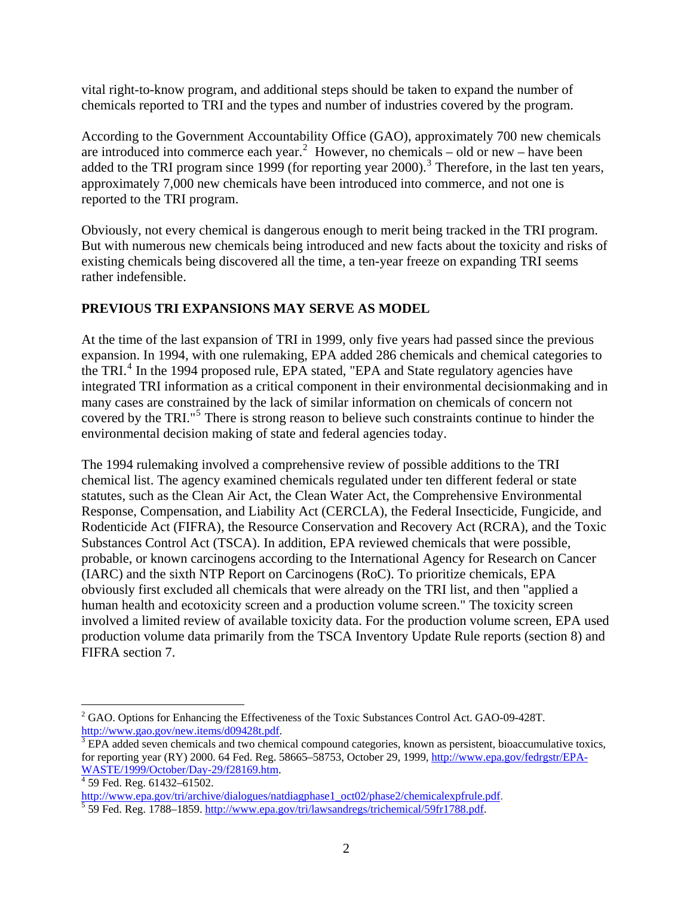vital right-to-know program, and additional steps should be taken to expand the number of chemicals reported to TRI and the types and number of industries covered by the program.

According to the Government Accountability Office (GAO), approximately 700 new chemicals are introduced into commerce each year.[2] However, no chemicals – old or new – have been added to the TRI program since 1999 (for reporting year 2000).[3] Therefore, in the last ten years, approximately 7,000 new chemicals have been introduced into commerce, and not one is reported to the TRI program.

Obviously, not every chemical is dangerous enough to merit being tracked in the TRI program. But with numerous new chemicals being introduced and new facts about the toxicity and risks of existing chemicals being discovered all the time, a ten-year freeze on expanding TRI seems rather indefensible.

**PREVIOUS TRI EXPANSIONS MAY SERVE AS MODEL**

At the time of the last expansion of TRI in 1999, only five years had passed since the previous expansion. In 1994, with one rulemaking, EPA added 286 chemicals and chemical categories to the TRI.[4] In the 1994 proposed rule, EPA stated, "EPA and State regulatory agencies have integrated TRI information as a critical component in their environmental decisionmaking and in many cases are constrained by the lack of similar information on chemicals of concern not covered by the TRI."[5] There is strong reason to believe such constraints continue to hinder the environmental decision making of state and federal agencies today.

The 1994 rulemaking involved a comprehensive review of possible additions to the TRI chemical list. The agency examined chemicals regulated under ten different federal or state statutes, such as the Clean Air Act, the Clean Water Act, the Comprehensive Environmental Response, Compensation, and Liability Act (CERCLA), the Federal Insecticide, Fungicide, and Rodenticide Act (FIFRA), the Resource Conservation and Recovery Act (RCRA), and the Toxic Substances Control Act (TSCA). In addition, EPA reviewed chemicals that were possible, probable, or known carcinogens according to the International Agency for Research on Cancer (IARC) and the sixth NTP Report on Carcinogens (RoC). To prioritize chemicals, EPA obviously first excluded all chemicals that were already on the TRI list, and then "applied a human health and ecotoxicity screen and a production volume screen." The toxicity screen involved a limited review of available toxicity data. For the production volume screen, EPA used production volume data primarily from the TSCA Inventory Update Rule reports (section 8) and FIFRA section 7.

---

[2] GAO. Options for Enhancing the Effectiveness of the Toxic Substances Control Act. GAO-09-428T. http://www.gao.gov/new.items/d09428t.pdf.

[3] EPA added seven chemicals and two chemical compound categories, known as persistent, bioaccumulative toxics, for reporting year (RY) 2000. 64 Fed. Reg. 58665–58753, October 29, 1999, http://www.epa.gov/fedrgstr/EPA-WASTE/1999/October/Day-29/f28169.htm.

[4] 59 Fed. Reg. 61432–61502. http://www.epa.gov/tri/archive/dialogues/natdiagphase1_oct02/phase2/chemicalexpfrule.pdf.

[5] 59 Fed. Reg. 1788–1859. http://www.epa.gov/tri/lawsandregs/trichemical/59fr1788.pdf.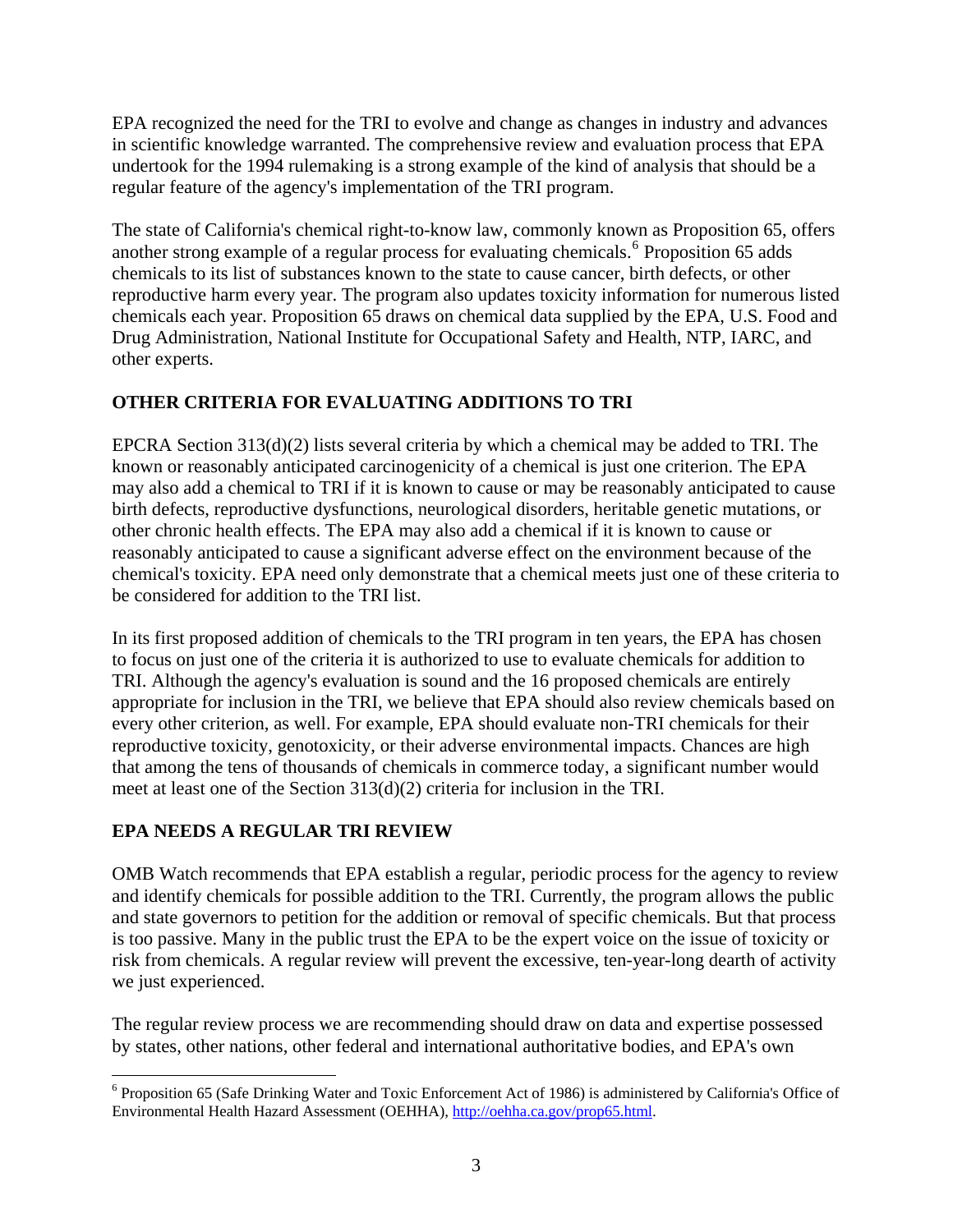EPA recognized the need for the TRI to evolve and change as changes in industry and advances in scientific knowledge warranted. The comprehensive review and evaluation process that EPA undertook for the 1994 rulemaking is a strong example of the kind of analysis that should be a regular feature of the agency's implementation of the TRI program.

The state of California's chemical right-to-know law, commonly known as Proposition 65, offers another strong example of a regular process for evaluating chemicals.[6] Proposition 65 adds chemicals to its list of substances known to the state to cause cancer, birth defects, or other reproductive harm every year. The program also updates toxicity information for numerous listed chemicals each year. Proposition 65 draws on chemical data supplied by the EPA, U.S. Food and Drug Administration, National Institute for Occupational Safety and Health, NTP, IARC, and other experts.

## OTHER CRITERIA FOR EVALUATING ADDITIONS TO TRI

EPCRA Section 313(d)(2) lists several criteria by which a chemical may be added to TRI. The known or reasonably anticipated carcinogenicity of a chemical is just one criterion. The EPA may also add a chemical to TRI if it is known to cause or may be reasonably anticipated to cause birth defects, reproductive dysfunctions, neurological disorders, heritable genetic mutations, or other chronic health effects. The EPA may also add a chemical if it is known to cause or reasonably anticipated to cause a significant adverse effect on the environment because of the chemical's toxicity. EPA need only demonstrate that a chemical meets just one of these criteria to be considered for addition to the TRI list.

In its first proposed addition of chemicals to the TRI program in ten years, the EPA has chosen to focus on just one of the criteria it is authorized to use to evaluate chemicals for addition to TRI. Although the agency's evaluation is sound and the 16 proposed chemicals are entirely appropriate for inclusion in the TRI, we believe that EPA should also review chemicals based on every other criterion, as well. For example, EPA should evaluate non-TRI chemicals for their reproductive toxicity, genotoxicity, or their adverse environmental impacts. Chances are high that among the tens of thousands of chemicals in commerce today, a significant number would meet at least one of the Section 313(d)(2) criteria for inclusion in the TRI.

## EPA NEEDS A REGULAR TRI REVIEW

OMB Watch recommends that EPA establish a regular, periodic process for the agency to review and identify chemicals for possible addition to the TRI. Currently, the program allows the public and state governors to petition for the addition or removal of specific chemicals. But that process is too passive. Many in the public trust the EPA to be the expert voice on the issue of toxicity or risk from chemicals. A regular review will prevent the excessive, ten-year-long dearth of activity we just experienced.

The regular review process we are recommending should draw on data and expertise possessed by states, other nations, other federal and international authoritative bodies, and EPA's own

---

[6] Proposition 65 (Safe Drinking Water and Toxic Enforcement Act of 1986) is administered by California's Office of Environmental Health Hazard Assessment (OEHHA), http://oehha.ca.gov/prop65.html.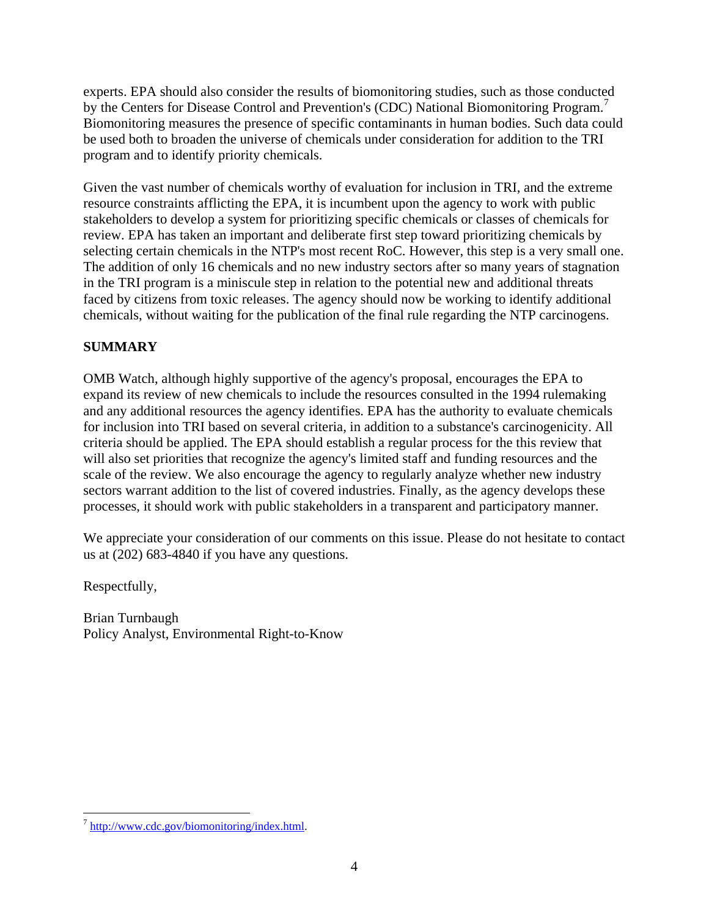experts. EPA should also consider the results of biomonitoring studies, such as those conducted by the Centers for Disease Control and Prevention's (CDC) National Biomonitoring Program.[7] Biomonitoring measures the presence of specific contaminants in human bodies. Such data could be used both to broaden the universe of chemicals under consideration for addition to the TRI program and to identify priority chemicals.

Given the vast number of chemicals worthy of evaluation for inclusion in TRI, and the extreme resource constraints afflicting the EPA, it is incumbent upon the agency to work with public stakeholders to develop a system for prioritizing specific chemicals or classes of chemicals for review. EPA has taken an important and deliberate first step toward prioritizing chemicals by selecting certain chemicals in the NTP's most recent RoC. However, this step is a very small one. The addition of only 16 chemicals and no new industry sectors after so many years of stagnation in the TRI program is a miniscule step in relation to the potential new and additional threats faced by citizens from toxic releases. The agency should now be working to identify additional chemicals, without waiting for the publication of the final rule regarding the NTP carcinogens.

## SUMMARY

OMB Watch, although highly supportive of the agency's proposal, encourages the EPA to expand its review of new chemicals to include the resources consulted in the 1994 rulemaking and any additional resources the agency identifies. EPA has the authority to evaluate chemicals for inclusion into TRI based on several criteria, in addition to a substance's carcinogenicity. All criteria should be applied. The EPA should establish a regular process for the this review that will also set priorities that recognize the agency's limited staff and funding resources and the scale of the review. We also encourage the agency to regularly analyze whether new industry sectors warrant addition to the list of covered industries. Finally, as the agency develops these processes, it should work with public stakeholders in a transparent and participatory manner.

We appreciate your consideration of our comments on this issue. Please do not hesitate to contact us at (202) 683-4840 if you have any questions.

Respectfully,

Brian Turnbaugh
Policy Analyst, Environmental Right-to-Know

---

[7] http://www.cdc.gov/biomonitoring/index.html.